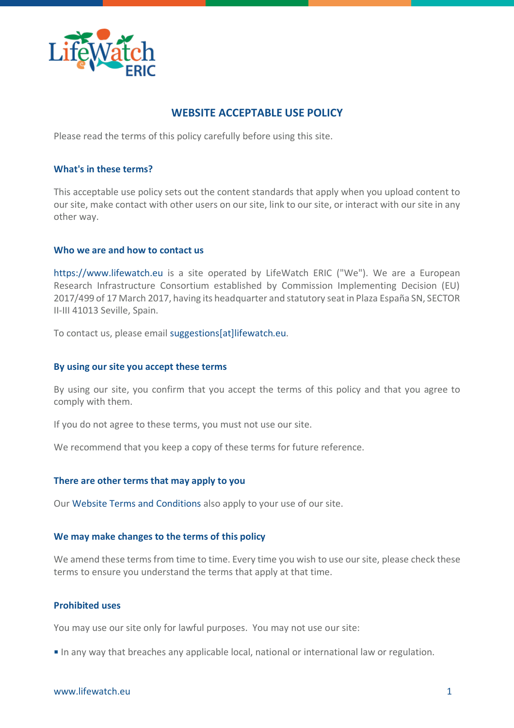# WEBSITE ACCEPTABLE USE POLICY

Please read the terms of this policy carefully before using this site.

## What's in these terms?

This acceptable use policy sets out the content standards that apply when you upload content to our site, make contact with other users on our site, link to our site, or interact with our site in any other way.

## Who we are and how to contact us

https://www.lifewatch.eu is a site operated by LifeWatch ERIC ("We"). We are a European Research Infrastructure Consortium established by Commission Implementing Decision (EU) 2017/499 of 17 March 2017, having its headquarter and statutory seat in Plaza España SN, SECTOR II-III 41013 Seville, Spain.

To contact us, please email suggestions[at]lifewatch.eu.

## By using our site you accept these terms

By using our site, you confirm that you accept the terms of this policy and that you agree to comply with them.

If you do not agree to these terms, you must not use our site.

We recommend that you keep a copy of these terms for future reference.

## There are other terms that may apply to you

Our Website Terms and Conditions also apply to your use of our site.

## We may make changes to the terms of this policy

We amend these terms from time to time. Every time you wish to use our site, please check these terms to ensure you understand the terms that apply at that time.

## Prohibited uses

You may use our site only for lawful purposes. You may not use our site:

- In any way that breaches any applicable local, national or international law or regulation.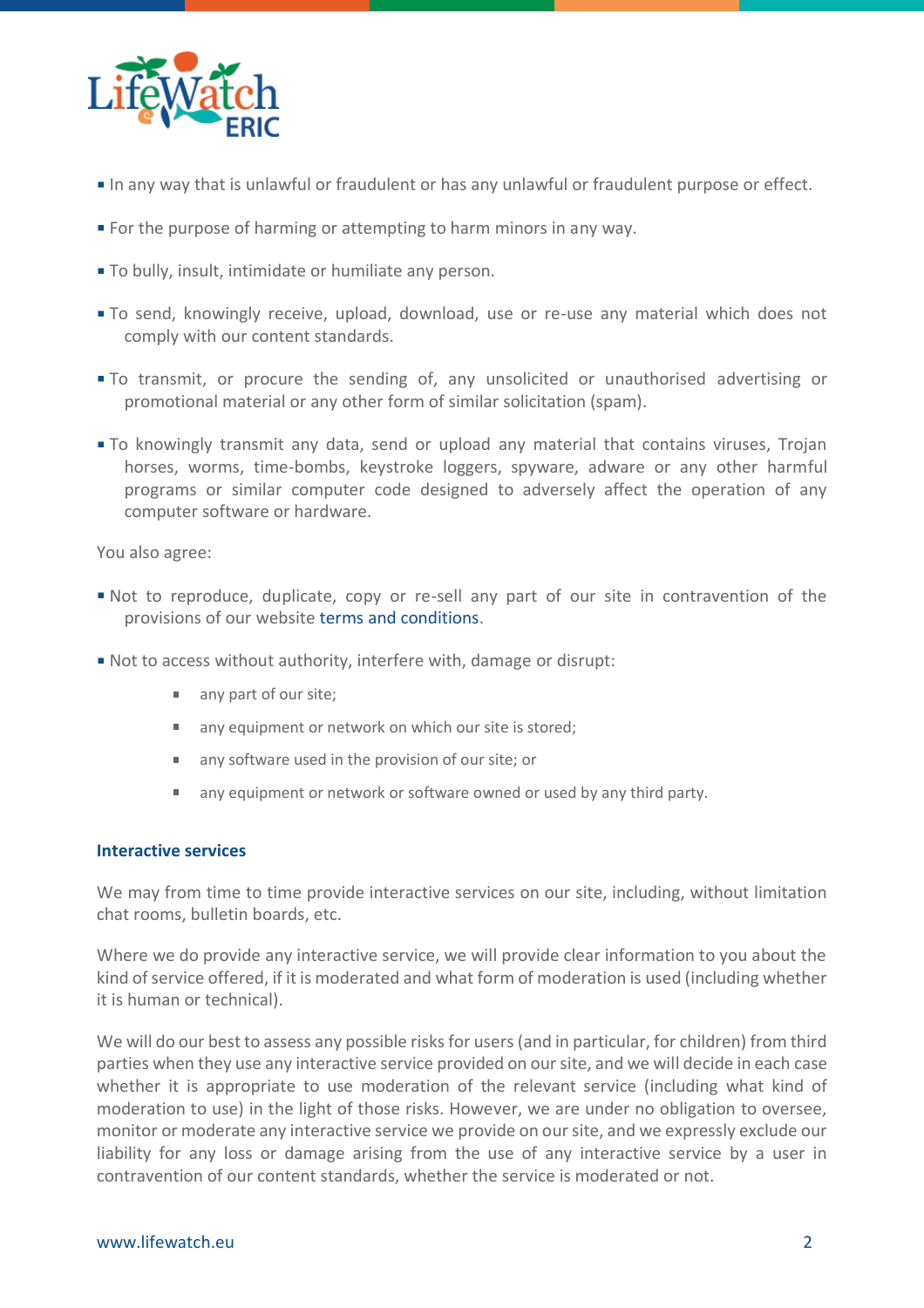- In any way that is unlawful or fraudulent or has any unlawful or fraudulent purpose or effect.
- For the purpose of harming or attempting to harm minors in any way.
- To bully, insult, intimidate or humiliate any person.
- To send, knowingly receive, upload, download, use or re-use any material which does not comply with our content standards.
- To transmit, or procure the sending of, any unsolicited or unauthorised advertising or promotional material or any other form of similar solicitation (spam).
- To knowingly transmit any data, send or upload any material that contains viruses, Trojan horses, worms, time-bombs, keystroke loggers, spyware, adware or any other harmful programs or similar computer code designed to adversely affect the operation of any computer software or hardware.

You also agree:

- Not to reproduce, duplicate, copy or re-sell any part of our site in contravention of the provisions of our website terms and conditions.
- Not to access without authority, interfere with, damage or disrupt:
  - any part of our site;
  - any equipment or network on which our site is stored;
  - any software used in the provision of our site; or
  - any equipment or network or software owned or used by any third party.

### Interactive services

We may from time to time provide interactive services on our site, including, without limitation chat rooms, bulletin boards, etc.

Where we do provide any interactive service, we will provide clear information to you about the kind of service offered, if it is moderated and what form of moderation is used (including whether it is human or technical).

We will do our best to assess any possible risks for users (and in particular, for children) from third parties when they use any interactive service provided on our site, and we will decide in each case whether it is appropriate to use moderation of the relevant service (including what kind of moderation to use) in the light of those risks. However, we are under no obligation to oversee, monitor or moderate any interactive service we provide on our site, and we expressly exclude our liability for any loss or damage arising from the use of any interactive service by a user in contravention of our content standards, whether the service is moderated or not.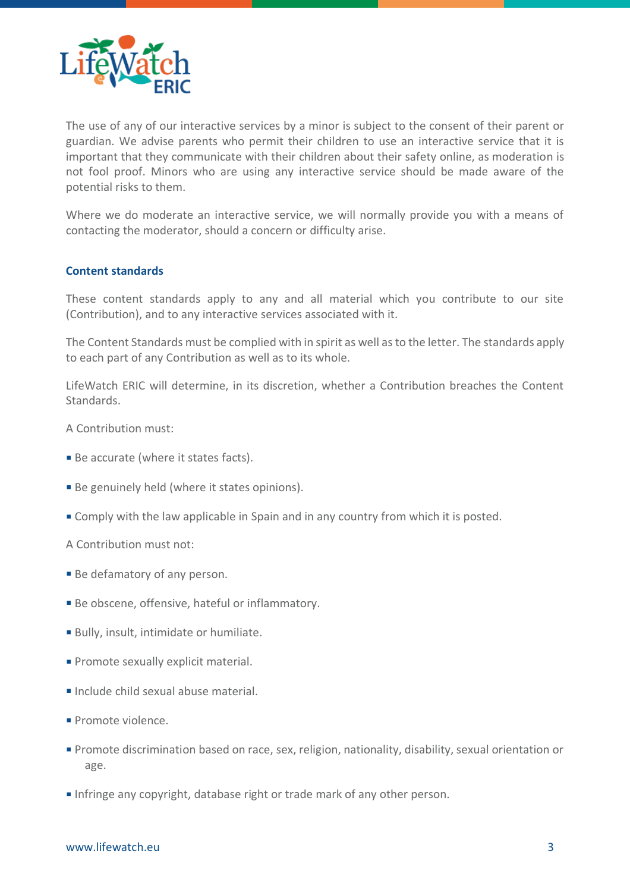The use of any of our interactive services by a minor is subject to the consent of their parent or guardian. We advise parents who permit their children to use an interactive service that it is important that they communicate with their children about their safety online, as moderation is not fool proof. Minors who are using any interactive service should be made aware of the potential risks to them.

Where we do moderate an interactive service, we will normally provide you with a means of contacting the moderator, should a concern or difficulty arise.

## Content standards

These content standards apply to any and all material which you contribute to our site (Contribution), and to any interactive services associated with it.

The Content Standards must be complied with in spirit as well as to the letter. The standards apply to each part of any Contribution as well as to its whole.

LifeWatch ERIC will determine, in its discretion, whether a Contribution breaches the Content Standards.

A Contribution must:

- Be accurate (where it states facts).
- Be genuinely held (where it states opinions).
- Comply with the law applicable in Spain and in any country from which it is posted.

A Contribution must not:

- Be defamatory of any person.
- Be obscene, offensive, hateful or inflammatory.
- Bully, insult, intimidate or humiliate.
- Promote sexually explicit material.
- Include child sexual abuse material.
- Promote violence.
- Promote discrimination based on race, sex, religion, nationality, disability, sexual orientation or age.
- Infringe any copyright, database right or trade mark of any other person.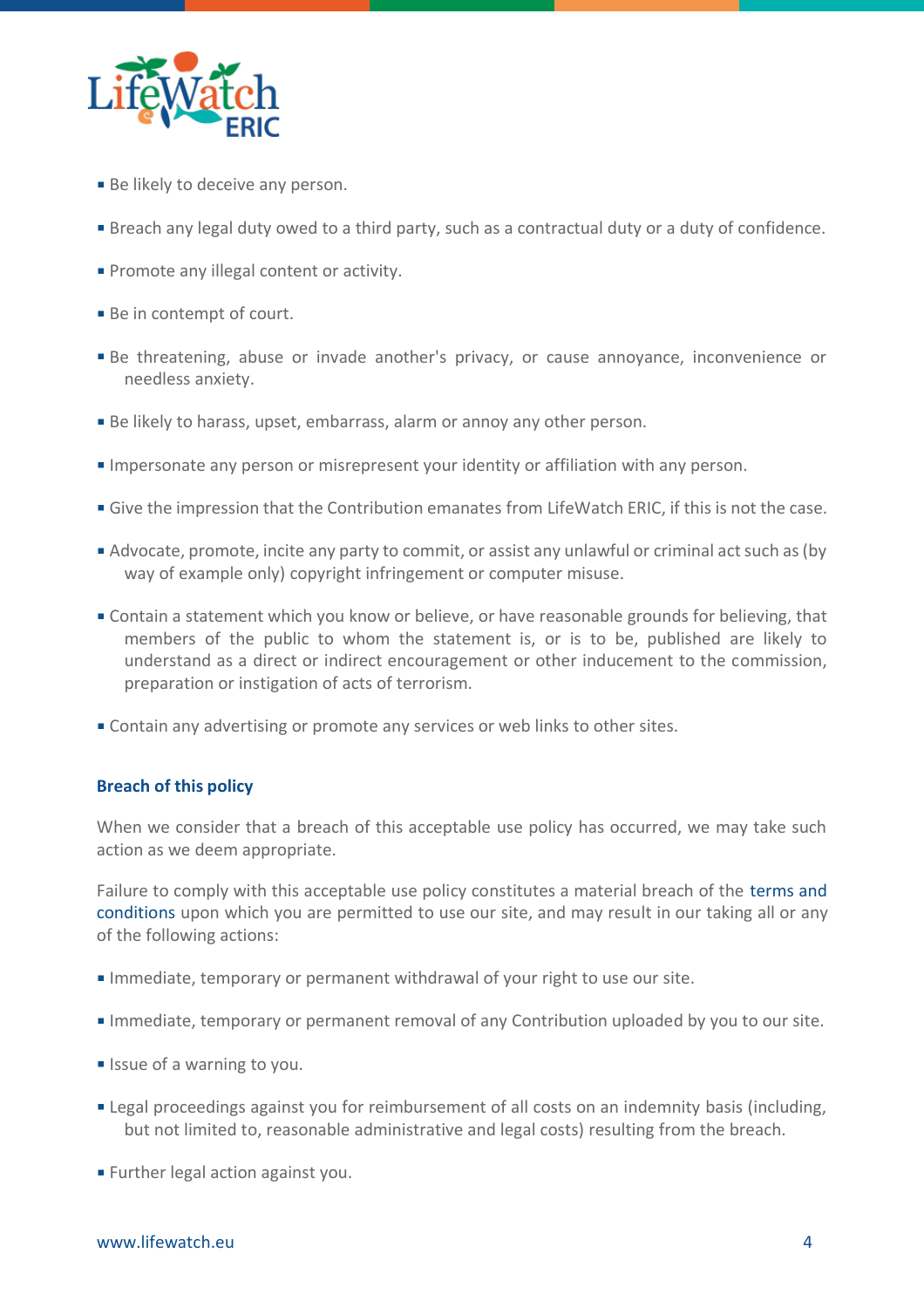- Be likely to deceive any person.
- Breach any legal duty owed to a third party, such as a contractual duty or a duty of confidence.
- Promote any illegal content or activity.
- Be in contempt of court.
- Be threatening, abuse or invade another's privacy, or cause annoyance, inconvenience or needless anxiety.
- Be likely to harass, upset, embarrass, alarm or annoy any other person.
- Impersonate any person or misrepresent your identity or affiliation with any person.
- Give the impression that the Contribution emanates from LifeWatch ERIC, if this is not the case.
- Advocate, promote, incite any party to commit, or assist any unlawful or criminal act such as (by way of example only) copyright infringement or computer misuse.
- Contain a statement which you know or believe, or have reasonable grounds for believing, that members of the public to whom the statement is, or is to be, published are likely to understand as a direct or indirect encouragement or other inducement to the commission, preparation or instigation of acts of terrorism.
- Contain any advertising or promote any services or web links to other sites.

### Breach of this policy

When we consider that a breach of this acceptable use policy has occurred, we may take such action as we deem appropriate.

Failure to comply with this acceptable use policy constitutes a material breach of the terms and conditions upon which you are permitted to use our site, and may result in our taking all or any of the following actions:

- Immediate, temporary or permanent withdrawal of your right to use our site.
- Immediate, temporary or permanent removal of any Contribution uploaded by you to our site.
- Issue of a warning to you.
- Legal proceedings against you for reimbursement of all costs on an indemnity basis (including, but not limited to, reasonable administrative and legal costs) resulting from the breach.
- Further legal action against you.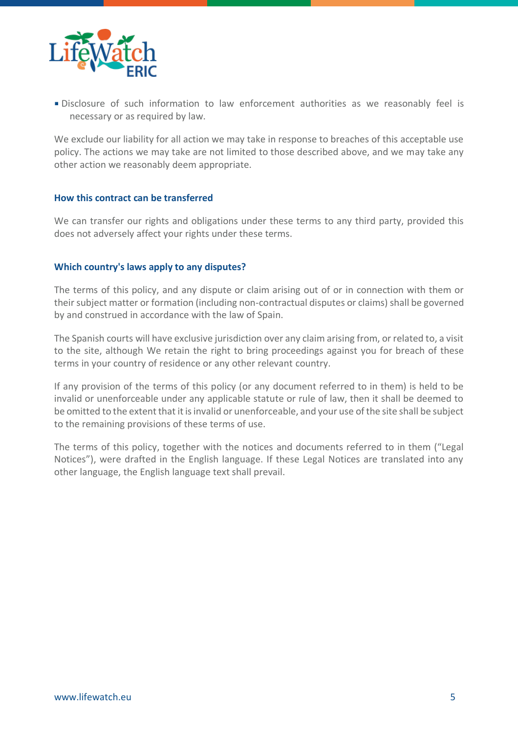- Disclosure of such information to law enforcement authorities as we reasonably feel is necessary or as required by law.

We exclude our liability for all action we may take in response to breaches of this acceptable use policy. The actions we may take are not limited to those described above, and we may take any other action we reasonably deem appropriate.

### How this contract can be transferred

We can transfer our rights and obligations under these terms to any third party, provided this does not adversely affect your rights under these terms.

### Which country's laws apply to any disputes?

The terms of this policy, and any dispute or claim arising out of or in connection with them or their subject matter or formation (including non-contractual disputes or claims) shall be governed by and construed in accordance with the law of Spain.

The Spanish courts will have exclusive jurisdiction over any claim arising from, or related to, a visit to the site, although We retain the right to bring proceedings against you for breach of these terms in your country of residence or any other relevant country.

If any provision of the terms of this policy (or any document referred to in them) is held to be invalid or unenforceable under any applicable statute or rule of law, then it shall be deemed to be omitted to the extent that it is invalid or unenforceable, and your use of the site shall be subject to the remaining provisions of these terms of use.

The terms of this policy, together with the notices and documents referred to in them ("Legal Notices"), were drafted in the English language. If these Legal Notices are translated into any other language, the English language text shall prevail.